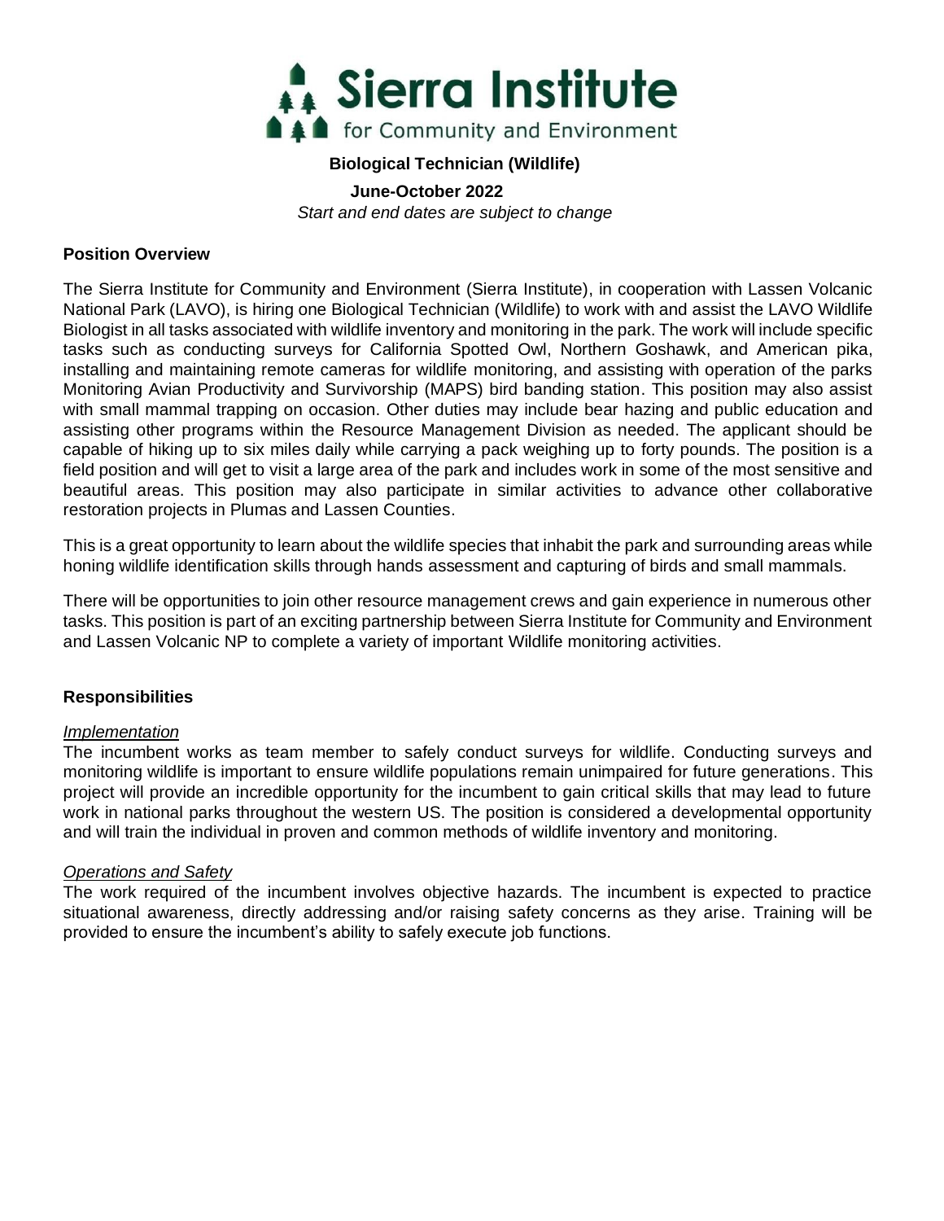# Sierra Institute for Community and Environment

**Biological Technician (Wildlife)**

**June-October 2022**

*Start and end dates are subject to change*

## Position Overview

The Sierra Institute for Community and Environment (Sierra Institute), in cooperation with Lassen Volcanic National Park (LAVO), is hiring one Biological Technician (Wildlife) to work with and assist the LAVO Wildlife Biologist in all tasks associated with wildlife inventory and monitoring in the park. The work will include specific tasks such as conducting surveys for California Spotted Owl, Northern Goshawk, and American pika, installing and maintaining remote cameras for wildlife monitoring, and assisting with operation of the parks Monitoring Avian Productivity and Survivorship (MAPS) bird banding station. This position may also assist with small mammal trapping on occasion. Other duties may include bear hazing and public education and assisting other programs within the Resource Management Division as needed. The applicant should be capable of hiking up to six miles daily while carrying a pack weighing up to forty pounds. The position is a field position and will get to visit a large area of the park and includes work in some of the most sensitive and beautiful areas. This position may also participate in similar activities to advance other collaborative restoration projects in Plumas and Lassen Counties.

This is a great opportunity to learn about the wildlife species that inhabit the park and surrounding areas while honing wildlife identification skills through hands assessment and capturing of birds and small mammals.

There will be opportunities to join other resource management crews and gain experience in numerous other tasks. This position is part of an exciting partnership between Sierra Institute for Community and Environment and Lassen Volcanic NP to complete a variety of important Wildlife monitoring activities.

## Responsibilities

### *Implementation*

The incumbent works as team member to safely conduct surveys for wildlife. Conducting surveys and monitoring wildlife is important to ensure wildlife populations remain unimpaired for future generations. This project will provide an incredible opportunity for the incumbent to gain critical skills that may lead to future work in national parks throughout the western US. The position is considered a developmental opportunity and will train the individual in proven and common methods of wildlife inventory and monitoring.

### *Operations and Safety*

The work required of the incumbent involves objective hazards. The incumbent is expected to practice situational awareness, directly addressing and/or raising safety concerns as they arise. Training will be provided to ensure the incumbent's ability to safely execute job functions.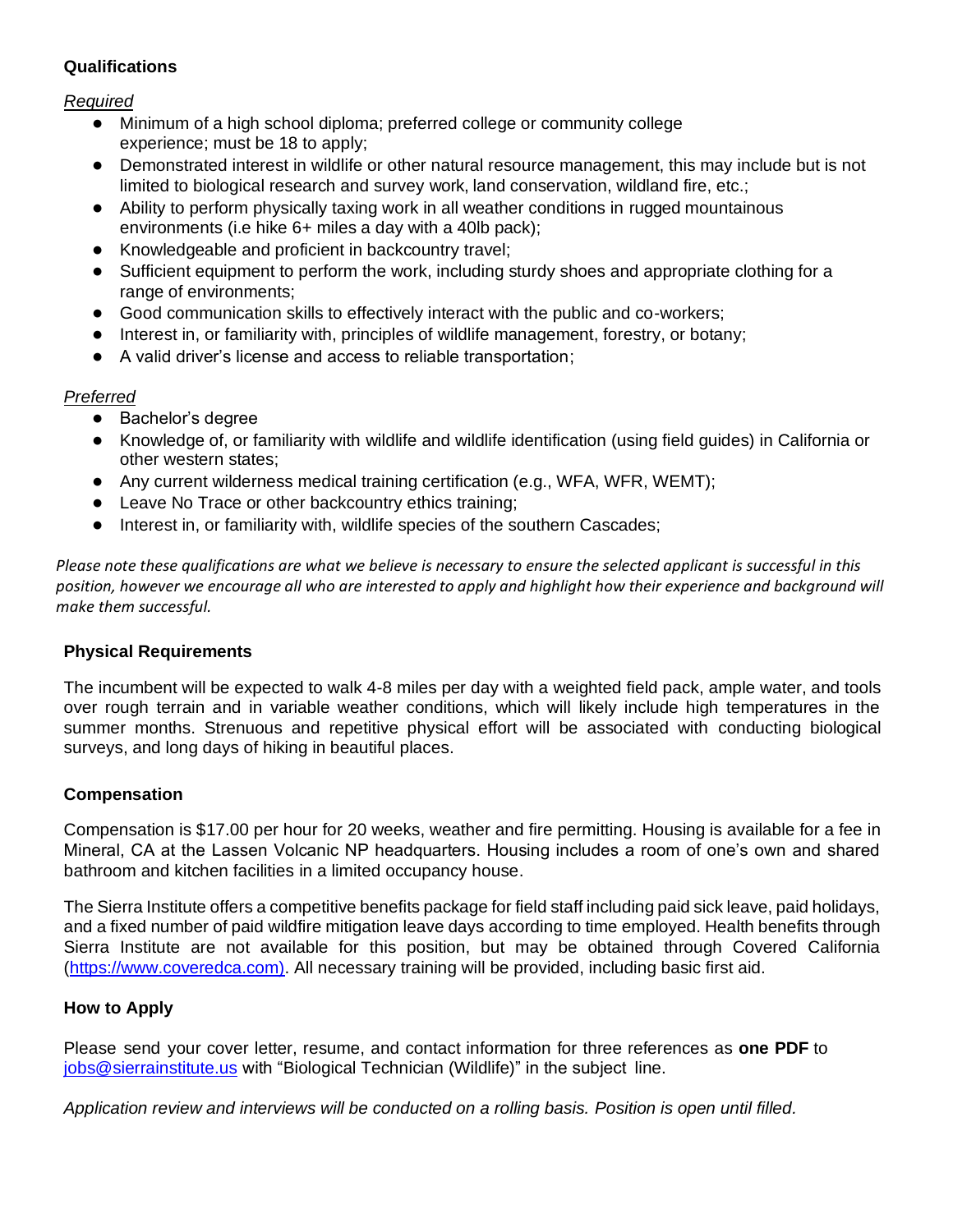**Qualifications**

*Required*

- Minimum of a high school diploma; preferred college or community college experience; must be 18 to apply;
- Demonstrated interest in wildlife or other natural resource management, this may include but is not limited to biological research and survey work, land conservation, wildland fire, etc.;
- Ability to perform physically taxing work in all weather conditions in rugged mountainous environments (i.e hike 6+ miles a day with a 40lb pack);
- Knowledgeable and proficient in backcountry travel;
- Sufficient equipment to perform the work, including sturdy shoes and appropriate clothing for a range of environments;
- Good communication skills to effectively interact with the public and co-workers;
- Interest in, or familiarity with, principles of wildlife management, forestry, or botany;
- A valid driver's license and access to reliable transportation;

*Preferred*

- Bachelor's degree
- Knowledge of, or familiarity with wildlife and wildlife identification (using field guides) in California or other western states;
- Any current wilderness medical training certification (e.g., WFA, WFR, WEMT);
- Leave No Trace or other backcountry ethics training;
- Interest in, or familiarity with, wildlife species of the southern Cascades;

*Please note these qualifications are what we believe is necessary to ensure the selected applicant is successful in this position, however we encourage all who are interested to apply and highlight how their experience and background will make them successful.*

**Physical Requirements**

The incumbent will be expected to walk 4-8 miles per day with a weighted field pack, ample water, and tools over rough terrain and in variable weather conditions, which will likely include high temperatures in the summer months. Strenuous and repetitive physical effort will be associated with conducting biological surveys, and long days of hiking in beautiful places.

**Compensation**

Compensation is $17.00 per hour for 20 weeks, weather and fire permitting. Housing is available for a fee in Mineral, CA at the Lassen Volcanic NP headquarters. Housing includes a room of one's own and shared bathroom and kitchen facilities in a limited occupancy house.

The Sierra Institute offers a competitive benefits package for field staff including paid sick leave, paid holidays, and a fixed number of paid wildfire mitigation leave days according to time employed. Health benefits through Sierra Institute are not available for this position, but may be obtained through Covered California (https://www.coveredca.com). All necessary training will be provided, including basic first aid.

**How to Apply**

Please send your cover letter, resume, and contact information for three references as **one PDF** to jobs@sierrainstitute.us with "Biological Technician (Wildlife)" in the subject line.

*Application review and interviews will be conducted on a rolling basis. Position is open until filled.*